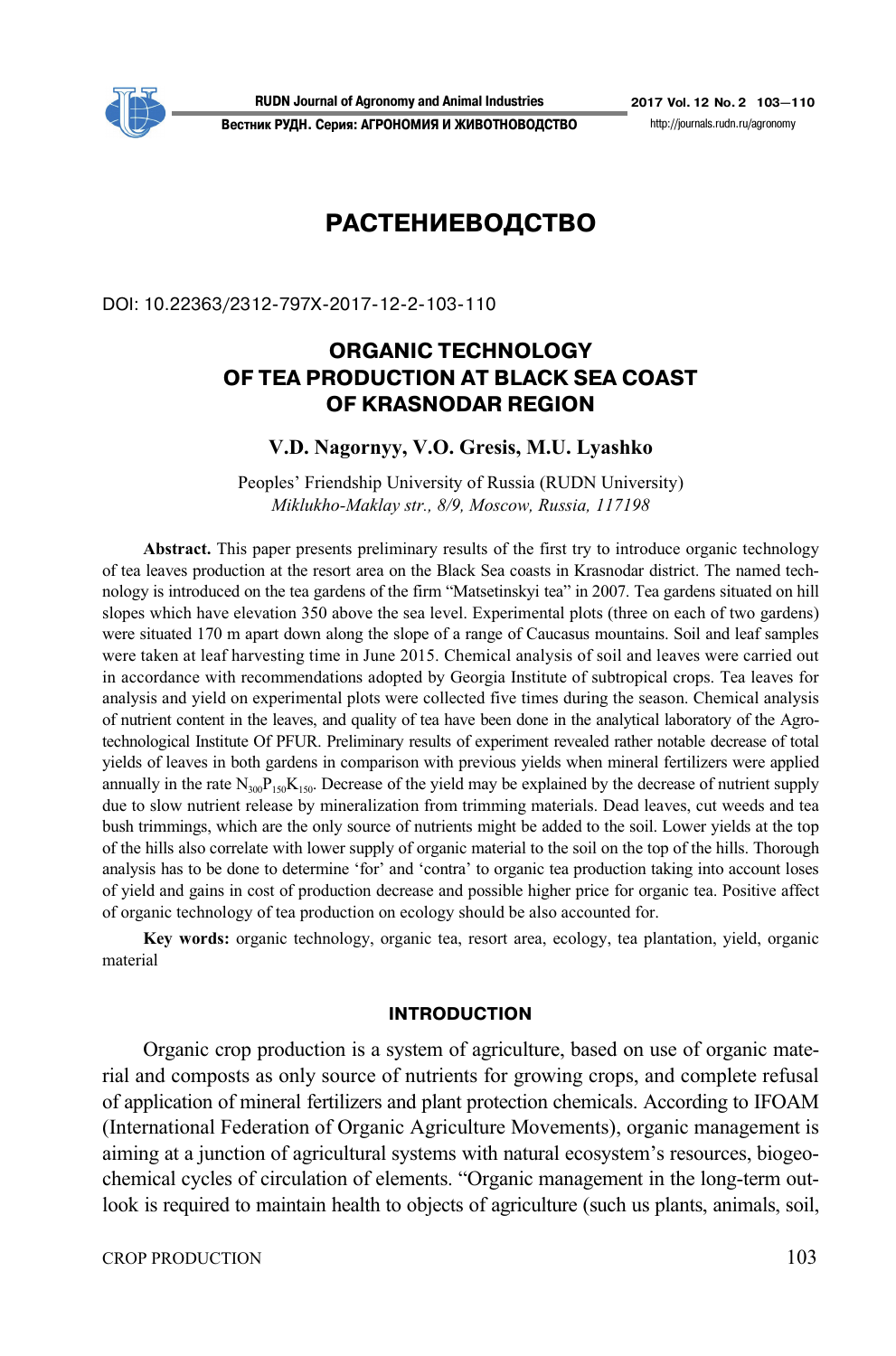# РАСТЕНИЕВОДСТВО

DOI: 10.22363/2312-797X-2017-12-2-103-110

## ORGANIC TECHNOLOGY OF TEA PRODUCTION AT BLACK SEA COAST OF KRASNODAR REGION

**V.D. Nagornyy, V.O. Gresis, M.U. Lyashko**

Peoples' Friendship University of Russia (RUDN University)
*Miklukho-Maklay str., 8/9, Moscow, Russia, 117198*

**Abstract.** This paper presents preliminary results of the first try to introduce organic technology of tea leaves production at the resort area on the Black Sea coasts in Krasnodar district. The named technology is introduced on the tea gardens of the firm "Matsetinskyi tea" in 2007. Tea gardens situated on hill slopes which have elevation 350 above the sea level. Experimental plots (three on each of two gardens) were situated 170 m apart down along the slope of a range of Caucasus mountains. Soil and leaf samples were taken at leaf harvesting time in June 2015. Chemical analysis of soil and leaves were carried out in accordance with recommendations adopted by Georgia Institute of subtropical crops. Tea leaves for analysis and yield on experimental plots were collected five times during the season. Chemical analysis of nutrient content in the leaves, and quality of tea have been done in the analytical laboratory of the Agrotechnological Institute Of PFUR. Preliminary results of experiment revealed rather notable decrease of total yields of leaves in both gardens in comparison with previous yields when mineral fertilizers were applied annually in the rate $N_{300}P_{150}K_{150}$. Decrease of the yield may be explained by the decrease of nutrient supply due to slow nutrient release by mineralization from trimming materials. Dead leaves, cut weeds and tea bush trimmings, which are the only source of nutrients might be added to the soil. Lower yields at the top of the hills also correlate with lower supply of organic material to the soil on the top of the hills. Thorough analysis has to be done to determine 'for' and 'contra' to organic tea production taking into account loses of yield and gains in cost of production decrease and possible higher price for organic tea. Positive affect of organic technology of tea production on ecology should be also accounted for.

**Key words:** organic technology, organic tea, resort area, ecology, tea plantation, yield, organic material

### INTRODUCTION

Organic crop production is a system of agriculture, based on use of organic material and composts as only source of nutrients for growing crops, and complete refusal of application of mineral fertilizers and plant protection chemicals. According to IFOAM (International Federation of Organic Agriculture Movements), organic management is aiming at a junction of agricultural systems with natural ecosystem's resources, biogeochemical cycles of circulation of elements. "Organic management in the long-term outlook is required to maintain health to objects of agriculture (such us plants, animals, soil,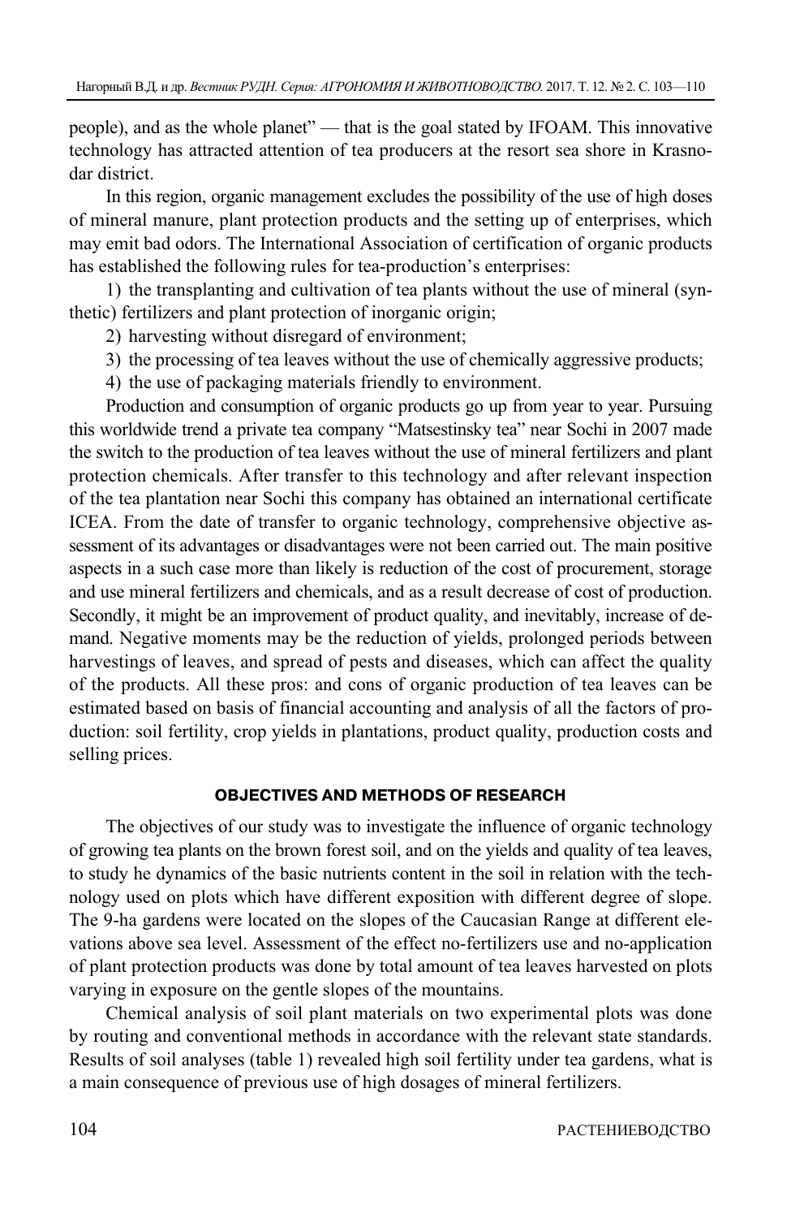people), and as the whole planet" — that is the goal stated by IFOAM. This innovative technology has attracted attention of tea producers at the resort sea shore in Krasnodar district.

In this region, organic management excludes the possibility of the use of high doses of mineral manure, plant protection products and the setting up of enterprises, which may emit bad odors. The International Association of certification of organic products has established the following rules for tea-production's enterprises:

1) the transplanting and cultivation of tea plants without the use of mineral (synthetic) fertilizers and plant protection of inorganic origin;
2) harvesting without disregard of environment;
3) the processing of tea leaves without the use of chemically aggressive products;
4) the use of packaging materials friendly to environment.

Production and consumption of organic products go up from year to year. Pursuing this worldwide trend a private tea company "Matsestinsky tea" near Sochi in 2007 made the switch to the production of tea leaves without the use of mineral fertilizers and plant protection chemicals. After transfer to this technology and after relevant inspection of the tea plantation near Sochi this company has obtained an international certificate ICEA. From the date of transfer to organic technology, comprehensive objective assessment of its advantages or disadvantages were not been carried out. The main positive aspects in a such case more than likely is reduction of the cost of procurement, storage and use mineral fertilizers and chemicals, and as a result decrease of cost of production. Secondly, it might be an improvement of product quality, and inevitably, increase of demand. Negative moments may be the reduction of yields, prolonged periods between harvestings of leaves, and spread of pests and diseases, which can affect the quality of the products. All these pros: and cons of organic production of tea leaves can be estimated based on basis of financial accounting and analysis of all the factors of production: soil fertility, crop yields in plantations, product quality, production costs and selling prices.

## OBJECTIVES AND METHODS OF RESEARCH

The objectives of our study was to investigate the influence of organic technology of growing tea plants on the brown forest soil, and on the yields and quality of tea leaves, to study he dynamics of the basic nutrients content in the soil in relation with the technology used on plots which have different exposition with different degree of slope. The 9-ha gardens were located on the slopes of the Caucasian Range at different elevations above sea level. Assessment of the effect no-fertilizers use and no-application of plant protection products was done by total amount of tea leaves harvested on plots varying in exposure on the gentle slopes of the mountains.

Chemical analysis of soil plant materials on two experimental plots was done by routing and conventional methods in accordance with the relevant state standards. Results of soil analyses (table 1) revealed high soil fertility under tea gardens, what is a main consequence of previous use of high dosages of mineral fertilizers.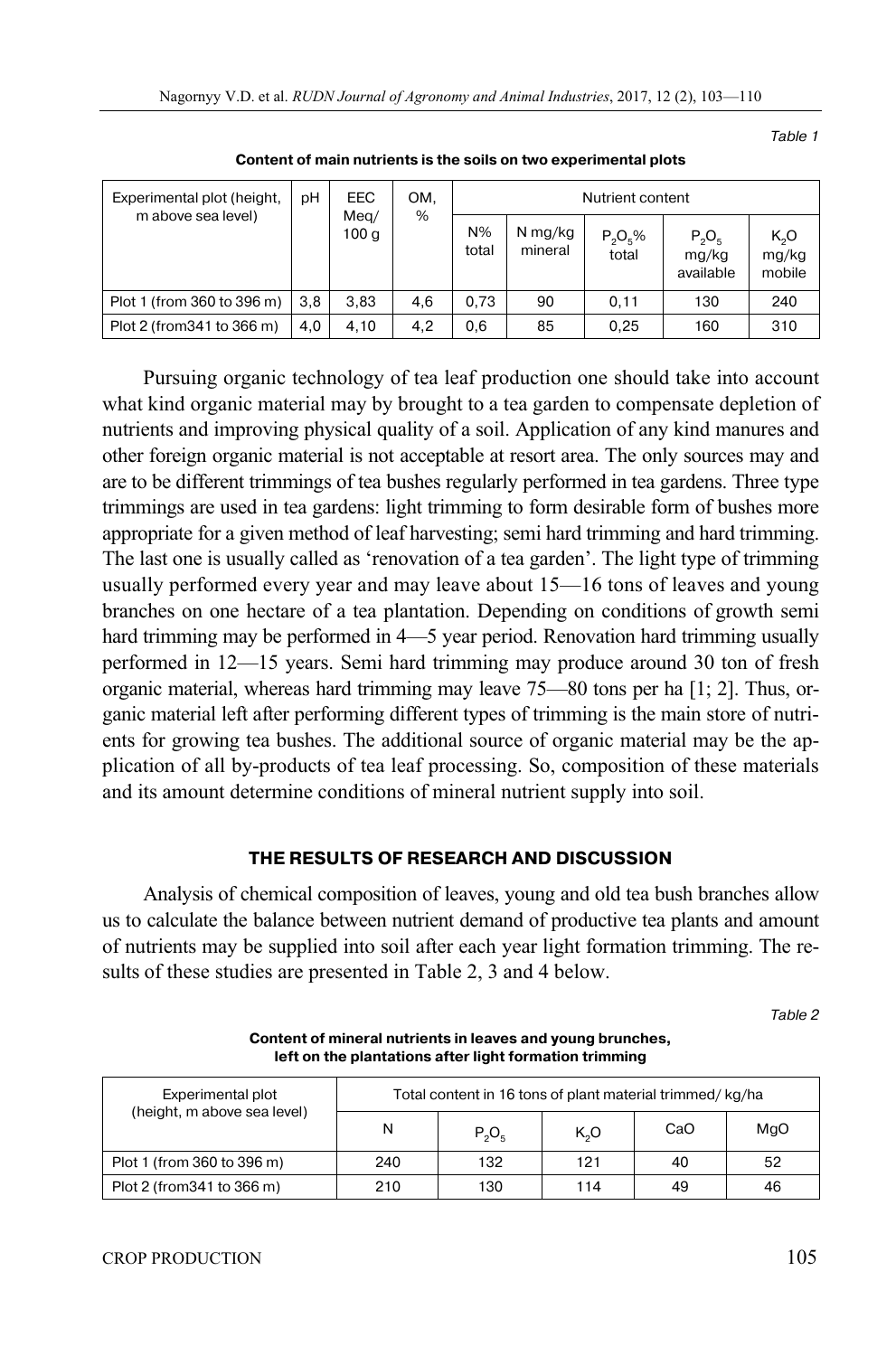*Table 1*

**Content of main nutrients is the soils on two experimental plots**

| Experimental plot (height, m above sea level) | pH | EEC Meq/ 100 g | OM, % | Nutrient content | | | | |
|---|---|---|---|---|---|---|---|---|
| | | | | N% total | N mg/kg mineral | $P_2O_5$% total | $P_2O_5$ mg/kg available | $K_2O$ mg/kg mobile |
| Plot 1 (from 360 to 396 m) | 3,8 | 3,83 | 4,6 | 0,73 | 90 | 0,11 | 130 | 240 |
| Plot 2 (from341 to 366 m) | 4,0 | 4,10 | 4,2 | 0,6 | 85 | 0,25 | 160 | 310 |

Pursuing organic technology of tea leaf production one should take into account what kind organic material may by brought to a tea garden to compensate depletion of nutrients and improving physical quality of a soil. Application of any kind manures and other foreign organic material is not acceptable at resort area. The only sources may and are to be different trimmings of tea bushes regularly performed in tea gardens. Three type trimmings are used in tea gardens: light trimming to form desirable form of bushes more appropriate for a given method of leaf harvesting; semi hard trimming and hard trimming. The last one is usually called as 'renovation of a tea garden'. The light type of trimming usually performed every year and may leave about 15—16 tons of leaves and young branches on one hectare of a tea plantation. Depending on conditions of growth semi hard trimming may be performed in 4—5 year period. Renovation hard trimming usually performed in 12—15 years. Semi hard trimming may produce around 30 ton of fresh organic material, whereas hard trimming may leave 75—80 tons per ha [1; 2]. Thus, organic material left after performing different types of trimming is the main store of nutrients for growing tea bushes. The additional source of organic material may be the application of all by-products of tea leaf processing. So, composition of these materials and its amount determine conditions of mineral nutrient supply into soil.

## THE RESULTS OF RESEARCH AND DISCUSSION

Analysis of chemical composition of leaves, young and old tea bush branches allow us to calculate the balance between nutrient demand of productive tea plants and amount of nutrients may be supplied into soil after each year light formation trimming. The results of these studies are presented in Table 2, 3 and 4 below.

*Table 2*

**Content of mineral nutrients in leaves and young brunches, left on the plantations after light formation trimming**

| Experimental plot (height, m above sea level) | Total content in 16 tons of plant material trimmed/ kg/ha | | | | |
|---|---|---|---|---|---|
| | N | $P_2O_5$ | $K_2O$ | CaO | MgO |
| Plot 1 (from 360 to 396 m) | 240 | 132 | 121 | 40 | 52 |
| Plot 2 (from341 to 366 m) | 210 | 130 | 114 | 49 | 46 |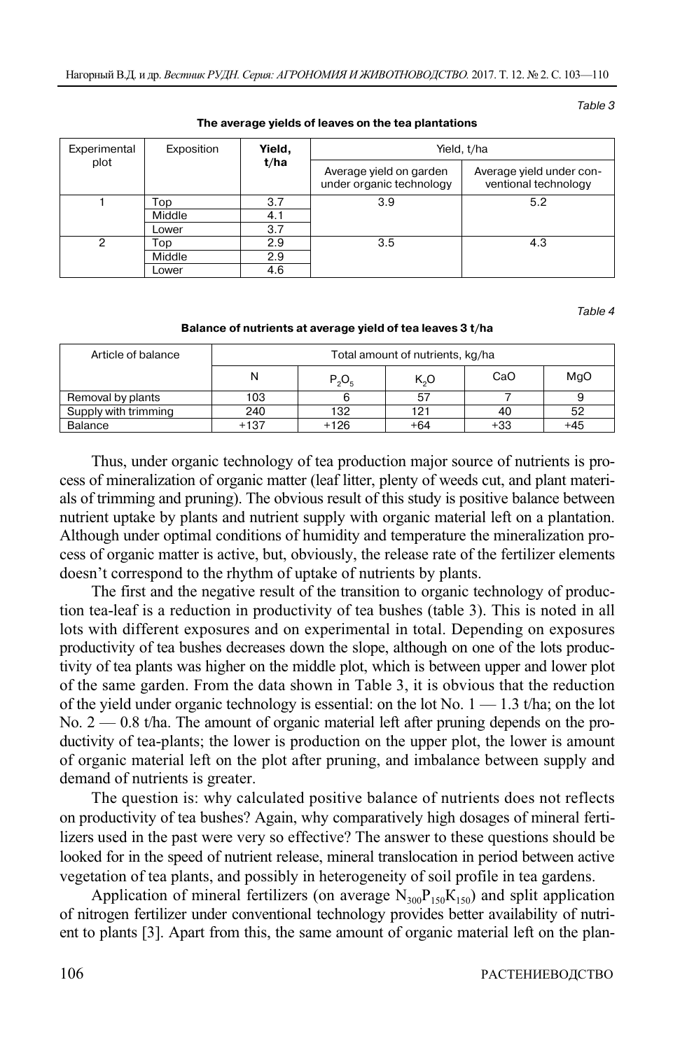Table 3

**The average yields of leaves on the tea plantations**

| Experimental plot | Exposition | **Yield, t/ha** | Yield, t/ha | |
|---|---|---|---|---|
| | | | Average yield on garden under organic technology | Average yield under conventional technology |
| 1 | Top | 3.7 | 3.9 | 5.2 |
| | Middle | 4.1 | | |
| | Lower | 3.7 | | |
| 2 | Top | 2.9 | 3.5 | 4.3 |
| | Middle | 2.9 | | |
| | Lower | 4.6 | | |

Table 4

**Balance of nutrients at average yield of tea leaves 3 t/ha**

| Article of balance | Total amount of nutrients, kg/ha | | | | |
|---|---|---|---|---|---|
| | N | $P_2O_5$ | $K_2O$ | CaO | MgO |
| Removal by plants | 103 | 6 | 57 | 7 | 9 |
| Supply with trimming | 240 | 132 | 121 | 40 | 52 |
| Balance | +137 | +126 | +64 | +33 | +45 |

Thus, under organic technology of tea production major source of nutrients is process of mineralization of organic matter (leaf litter, plenty of weeds cut, and plant materials of trimming and pruning). The obvious result of this study is positive balance between nutrient uptake by plants and nutrient supply with organic material left on a plantation. Although under optimal conditions of humidity and temperature the mineralization process of organic matter is active, but, obviously, the release rate of the fertilizer elements doesn't correspond to the rhythm of uptake of nutrients by plants.

The first and the negative result of the transition to organic technology of production tea-leaf is a reduction in productivity of tea bushes (table 3). This is noted in all lots with different exposures and on experimental in total. Depending on exposures productivity of tea bushes decreases down the slope, although on one of the lots productivity of tea plants was higher on the middle plot, which is between upper and lower plot of the same garden. From the data shown in Table 3, it is obvious that the reduction of the yield under organic technology is essential: on the lot No. 1 — 1.3 t/ha; on the lot No. 2 — 0.8 t/ha. The amount of organic material left after pruning depends on the productivity of tea-plants; the lower is production on the upper plot, the lower is amount of organic material left on the plot after pruning, and imbalance between supply and demand of nutrients is greater.

The question is: why calculated positive balance of nutrients does not reflects on productivity of tea bushes? Again, why comparatively high dosages of mineral fertilizers used in the past were very so effective? The answer to these questions should be looked for in the speed of nutrient release, mineral translocation in period between active vegetation of tea plants, and possibly in heterogeneity of soil profile in tea gardens.

Application of mineral fertilizers (on average $N_{300}P_{150}K_{150}$) and split application of nitrogen fertilizer under conventional technology provides better availability of nutrient to plants [3]. Apart from this, the same amount of organic material left on the plan-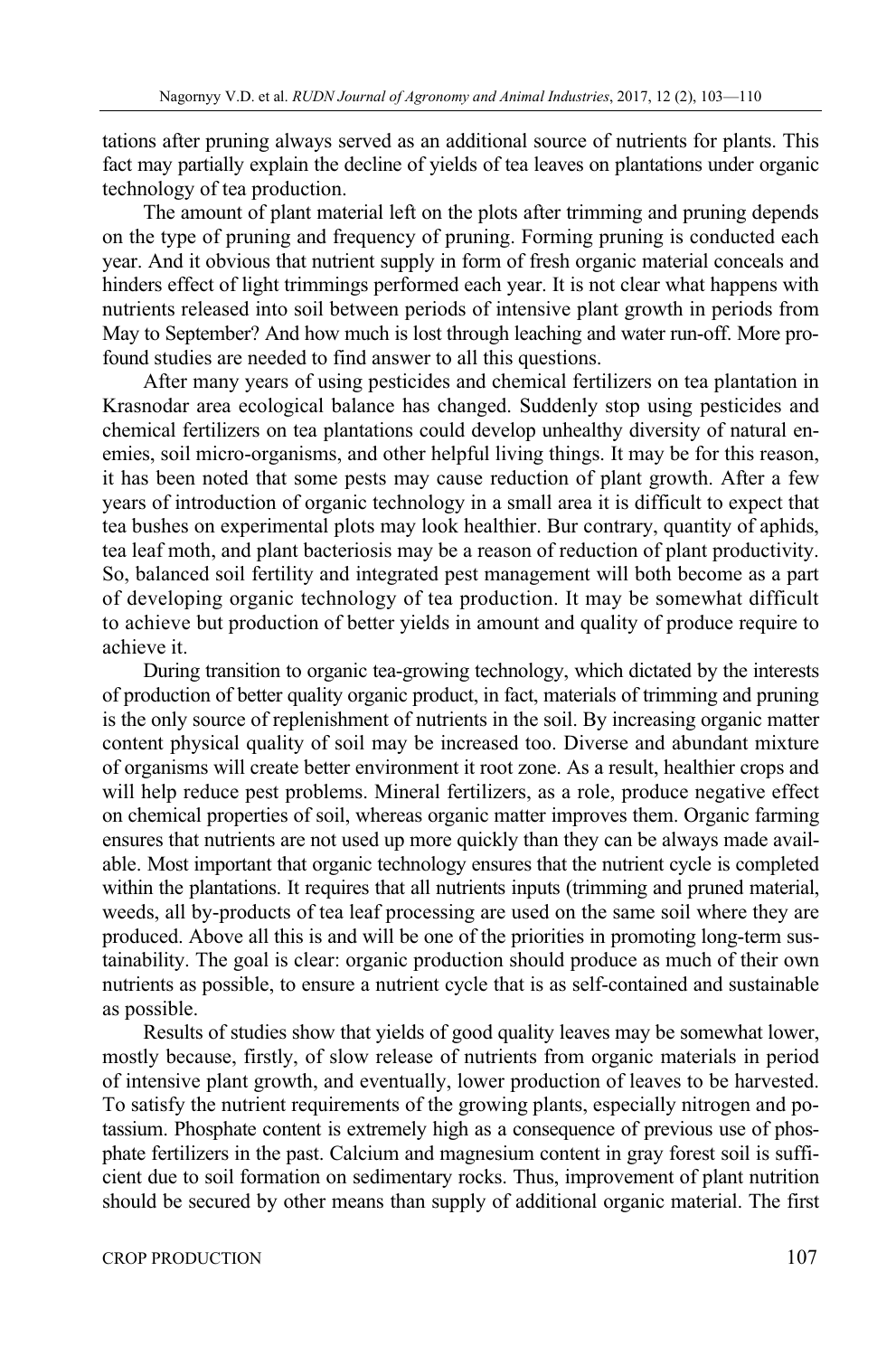tations after pruning always served as an additional source of nutrients for plants. This fact may partially explain the decline of yields of tea leaves on plantations under organic technology of tea production.

The amount of plant material left on the plots after trimming and pruning depends on the type of pruning and frequency of pruning. Forming pruning is conducted each year. And it obvious that nutrient supply in form of fresh organic material conceals and hinders effect of light trimmings performed each year. It is not clear what happens with nutrients released into soil between periods of intensive plant growth in periods from May to September? And how much is lost through leaching and water run-off. More profound studies are needed to find answer to all this questions.

After many years of using pesticides and chemical fertilizers on tea plantation in Krasnodar area ecological balance has changed. Suddenly stop using pesticides and chemical fertilizers on tea plantations could develop unhealthy diversity of natural enemies, soil micro-organisms, and other helpful living things. It may be for this reason, it has been noted that some pests may cause reduction of plant growth. After a few years of introduction of organic technology in a small area it is difficult to expect that tea bushes on experimental plots may look healthier. Bur contrary, quantity of aphids, tea leaf moth, and plant bacteriosis may be a reason of reduction of plant productivity. So, balanced soil fertility and integrated pest management will both become as a part of developing organic technology of tea production. It may be somewhat difficult to achieve but production of better yields in amount and quality of produce require to achieve it.

During transition to organic tea-growing technology, which dictated by the interests of production of better quality organic product, in fact, materials of trimming and pruning is the only source of replenishment of nutrients in the soil. By increasing organic matter content physical quality of soil may be increased too. Diverse and abundant mixture of organisms will create better environment it root zone. As a result, healthier crops and will help reduce pest problems. Mineral fertilizers, as a role, produce negative effect on chemical properties of soil, whereas organic matter improves them. Organic farming ensures that nutrients are not used up more quickly than they can be always made available. Most important that organic technology ensures that the nutrient cycle is completed within the plantations. It requires that all nutrients inputs (trimming and pruned material, weeds, all by-products of tea leaf processing are used on the same soil where they are produced. Above all this is and will be one of the priorities in promoting long-term sustainability. The goal is clear: organic production should produce as much of their own nutrients as possible, to ensure a nutrient cycle that is as self-contained and sustainable as possible.

Results of studies show that yields of good quality leaves may be somewhat lower, mostly because, firstly, of slow release of nutrients from organic materials in period of intensive plant growth, and eventually, lower production of leaves to be harvested. To satisfy the nutrient requirements of the growing plants, especially nitrogen and potassium. Phosphate content is extremely high as a consequence of previous use of phosphate fertilizers in the past. Calcium and magnesium content in gray forest soil is sufficient due to soil formation on sedimentary rocks. Thus, improvement of plant nutrition should be secured by other means than supply of additional organic material. The first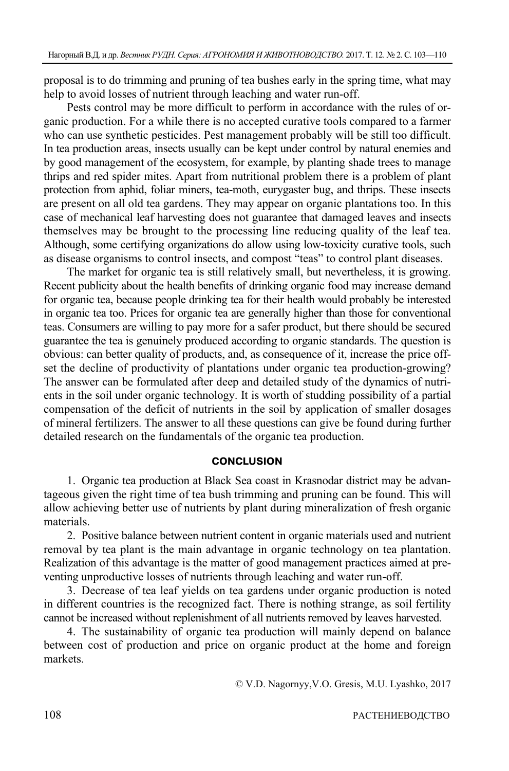proposal is to do trimming and pruning of tea bushes early in the spring time, what may help to avoid losses of nutrient through leaching and water run-off.

Pests control may be more difficult to perform in accordance with the rules of organic production. For a while there is no accepted curative tools compared to a farmer who can use synthetic pesticides. Pest management probably will be still too difficult. In tea production areas, insects usually can be kept under control by natural enemies and by good management of the ecosystem, for example, by planting shade trees to manage thrips and red spider mites. Apart from nutritional problem there is a problem of plant protection from aphid, foliar miners, tea-moth, eurygaster bug, and thrips. These insects are present on all old tea gardens. They may appear on organic plantations too. In this case of mechanical leaf harvesting does not guarantee that damaged leaves and insects themselves may be brought to the processing line reducing quality of the leaf tea. Although, some certifying organizations do allow using low-toxicity curative tools, such as disease organisms to control insects, and compost "teas" to control plant diseases.

The market for organic tea is still relatively small, but nevertheless, it is growing. Recent publicity about the health benefits of drinking organic food may increase demand for organic tea, because people drinking tea for their health would probably be interested in organic tea too. Prices for organic tea are generally higher than those for conventional teas. Consumers are willing to pay more for a safer product, but there should be secured guarantee the tea is genuinely produced according to organic standards. The question is obvious: can better quality of products, and, as consequence of it, increase the price offset the decline of productivity of plantations under organic tea production-growing? The answer can be formulated after deep and detailed study of the dynamics of nutrients in the soil under organic technology. It is worth of studding possibility of a partial compensation of the deficit of nutrients in the soil by application of smaller dosages of mineral fertilizers. The answer to all these questions can give be found during further detailed research on the fundamentals of the organic tea production.

## CONCLUSION

1. Organic tea production at Black Sea coast in Krasnodar district may be advantageous given the right time of tea bush trimming and pruning can be found. This will allow achieving better use of nutrients by plant during mineralization of fresh organic materials.

2. Positive balance between nutrient content in organic materials used and nutrient removal by tea plant is the main advantage in organic technology on tea plantation. Realization of this advantage is the matter of good management practices aimed at preventing unproductive losses of nutrients through leaching and water run-off.

3. Decrease of tea leaf yields on tea gardens under organic production is noted in different countries is the recognized fact. There is nothing strange, as soil fertility cannot be increased without replenishment of all nutrients removed by leaves harvested.

4. The sustainability of organic tea production will mainly depend on balance between cost of production and price on organic product at the home and foreign markets.

© V.D. Nagornyy,V.O. Gresis, M.U. Lyashko, 2017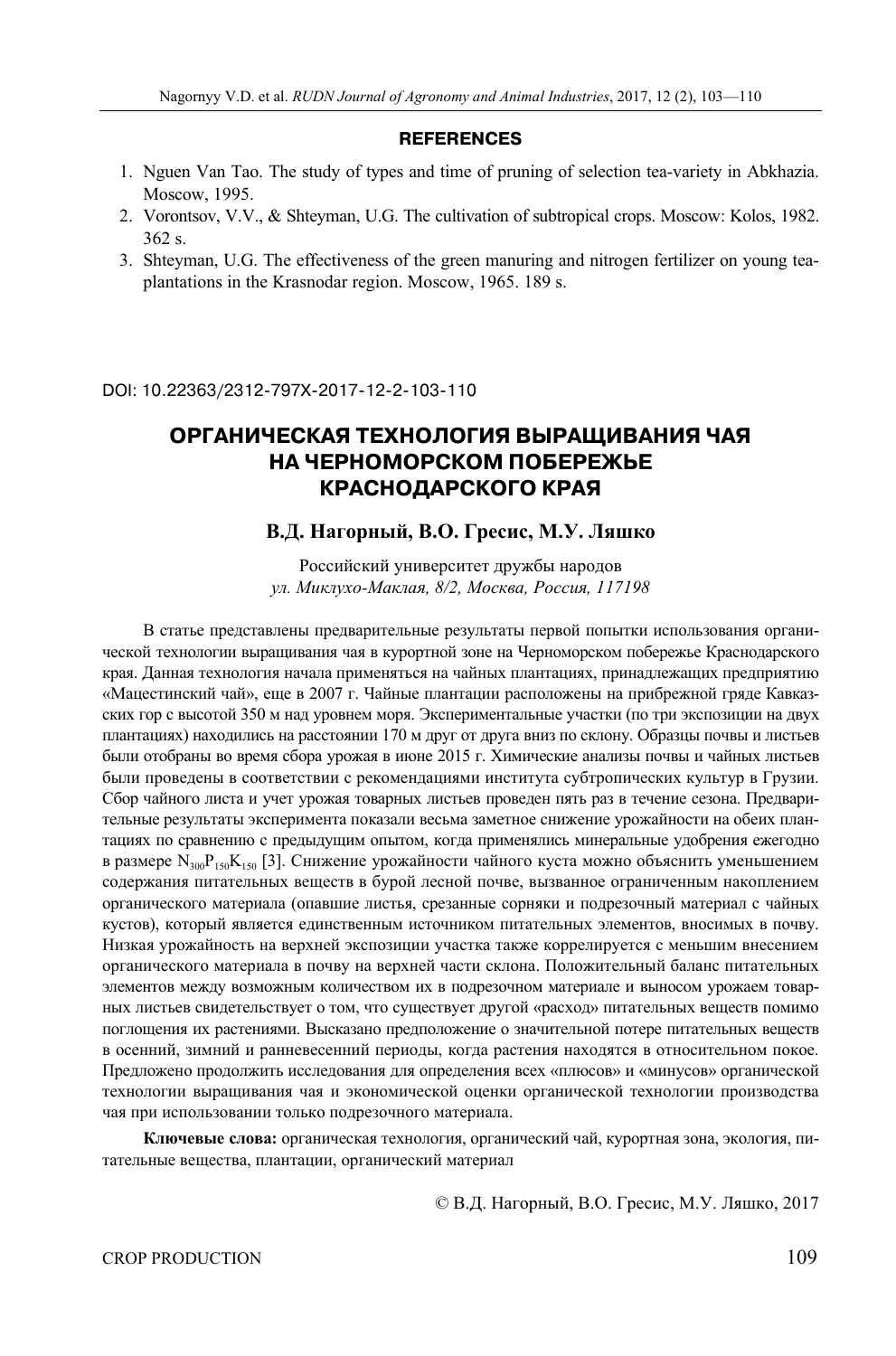## REFERENCES

1. Nguen Van Tao. The study of types and time of pruning of selection tea-variety in Abkhazia. Moscow, 1995.
2. Vorontsov, V.V., & Shteyman, U.G. The cultivation of subtropical crops. Moscow: Kolos, 1982. 362 s.
3. Shteyman, U.G. The effectiveness of the green manuring and nitrogen fertilizer on young tea-plantations in the Krasnodar region. Moscow, 1965. 189 s.

DOI: 10.22363/2312-797X-2017-12-2-103-110

# ОРГАНИЧЕСКАЯ ТЕХНОЛОГИЯ ВЫРАЩИВАНИЯ ЧАЯ НА ЧЕРНОМОРСКОМ ПОБЕРЕЖЬЕ КРАСНОДАРСКОГО КРАЯ

**В.Д. Нагорный, В.О. Гресис, М.У. Ляшко**

Российский университет дружбы народов
*ул. Миклухо-Маклая, 8/2, Москва, Россия, 117198*

В статье представлены предварительные результаты первой попытки использования органической технологии выращивания чая в курортной зоне на Черноморском побережье Краснодарского края. Данная технология начала применяться на чайных плантациях, принадлежащих предприятию «Мацестинский чай», еще в 2007 г. Чайные плантации расположены на прибрежной гряде Кавказских гор с высотой 350 м над уровнем моря. Экспериментальные участки (по три экспозиции на двух плантациях) находились на расстоянии 170 м друг от друга вниз по склону. Образцы почвы и листьев были отобраны во время сбора урожая в июне 2015 г. Химические анализы почвы и чайных листьев были проведены в соответствии с рекомендациями института субтропических культур в Грузии. Сбор чайного листа и учет урожая товарных листьев проведен пять раз в течение сезона. Предварительные результаты эксперимента показали весьма заметное снижение урожайности на обеих плантациях по сравнению с предыдущим опытом, когда применялись минеральные удобрения ежегодно в размере $N_{300}P_{150}K_{150}$ [3]. Снижение урожайности чайного куста можно объяснить уменьшением содержания питательных веществ в бурой лесной почве, вызванное ограниченным накоплением органического материала (опавшие листья, срезанные сорняки и подрезочный материал с чайных кустов), который является единственным источником питательных элементов, вносимых в почву. Низкая урожайность на верхней экспозиции участка также коррелируется с меньшим внесением органического материала в почву на верхней части склона. Положительный баланс питательных элементов между возможным количеством их в подрезочном материале и выносом урожаем товарных листьев свидетельствует о том, что существует другой «расход» питательных веществ помимо поглощения их растениями. Высказано предположение о значительной потере питательных веществ в осенний, зимний и ранневесенний периоды, когда растения находятся в относительном покое. Предложено продолжить исследования для определения всех «плюсов» и «минусов» органической технологии выращивания чая и экономической оценки органической технологии производства чая при использовании только подрезочного материала.

**Ключевые слова:** органическая технология, органический чай, курортная зона, экология, питательные вещества, плантации, органический материал

© В.Д. Нагорный, В.О. Гресис, М.У. Ляшко, 2017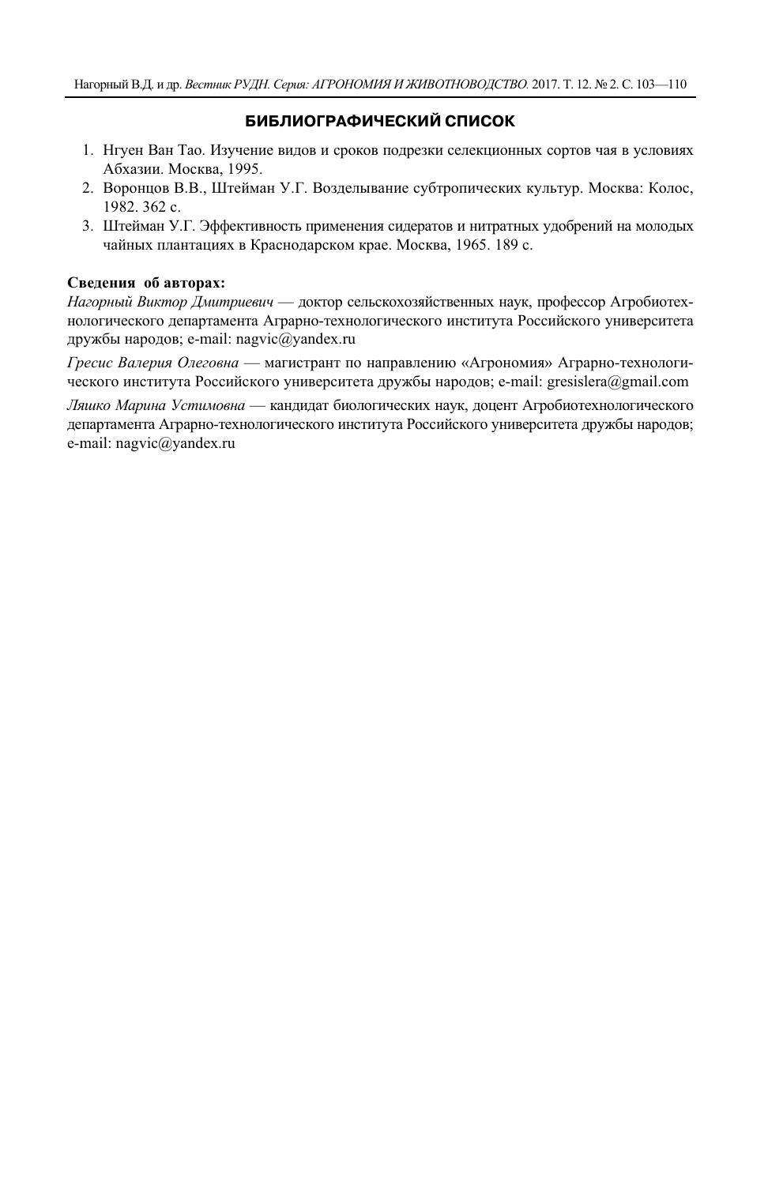## БИБЛИОГРАФИЧЕСКИЙ СПИСОК

1. Нгуен Ван Тао. Изучение видов и сроков подрезки селекционных сортов чая в условиях Абхазии. Москва, 1995.
2. Воронцов В.В., Штейман У.Г. Возделывание субтропических культур. Москва: Колос, 1982. 362 с.
3. Штейман У.Г. Эффективность применения сидератов и нитратных удобрений на молодых чайных плантациях в Краснодарском крае. Москва, 1965. 189 с.

**Сведения об авторах:**

*Нагорный Виктор Дмитриевич* — доктор сельскохозяйственных наук, профессор Агробиотехнологического департамента Аграрно-технологического института Российского университета дружбы народов; e-mail: nagvic@yandex.ru

*Гресис Валерия Олеговна* — магистрант по направлению «Агрономия» Аграрно-технологического института Российского университета дружбы народов; e-mail: gresislera@gmail.com

*Ляшко Марина Устимовна* — кандидат биологических наук, доцент Агробиотехнологического департамента Аграрно-технологического института Российского университета дружбы народов; e-mail: nagvic@yandex.ru